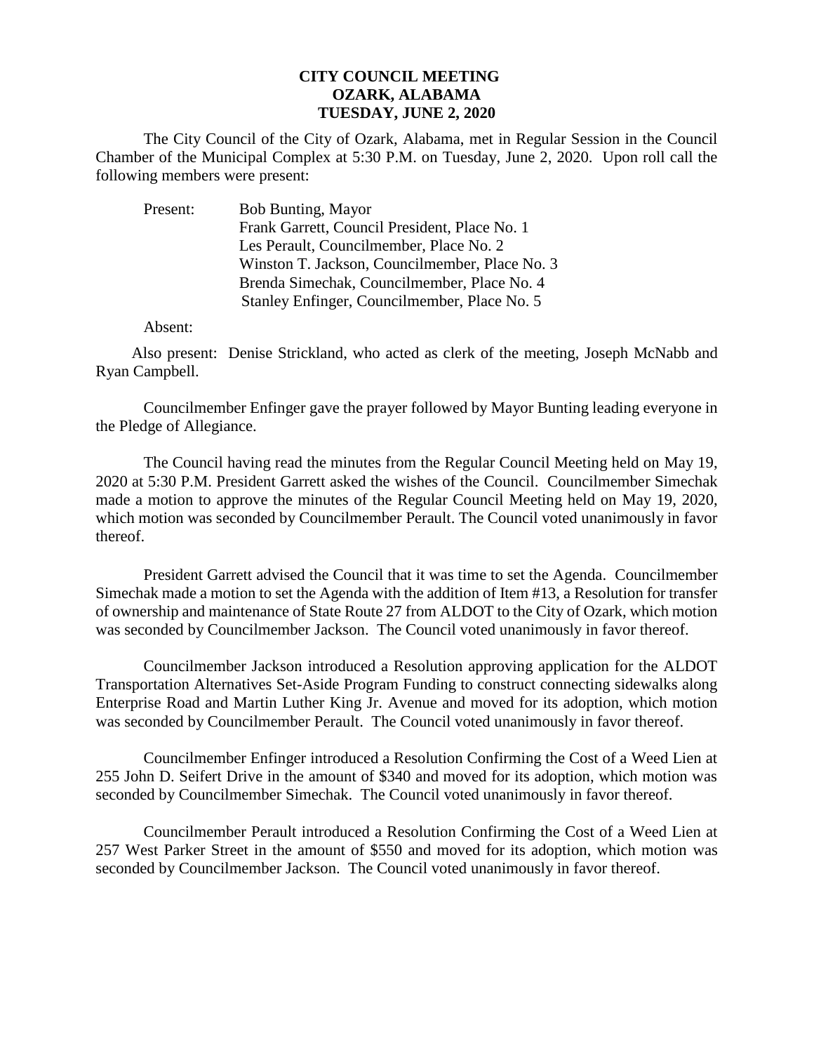# CITY COUNCIL MEETING
## OZARK, ALABAMA
## TUESDAY, JUNE 2, 2020

The City Council of the City of Ozark, Alabama, met in Regular Session in the Council Chamber of the Municipal Complex at 5:30 P.M. on Tuesday, June 2, 2020. Upon roll call the following members were present:

Present: Bob Bunting, Mayor
Frank Garrett, Council President, Place No. 1
Les Perault, Councilmember, Place No. 2
Winston T. Jackson, Councilmember, Place No. 3
Brenda Simechak, Councilmember, Place No. 4
Stanley Enfinger, Councilmember, Place No. 5

Absent:

Also present: Denise Strickland, who acted as clerk of the meeting, Joseph McNabb and Ryan Campbell.

Councilmember Enfinger gave the prayer followed by Mayor Bunting leading everyone in the Pledge of Allegiance.

The Council having read the minutes from the Regular Council Meeting held on May 19, 2020 at 5:30 P.M. President Garrett asked the wishes of the Council. Councilmember Simechak made a motion to approve the minutes of the Regular Council Meeting held on May 19, 2020, which motion was seconded by Councilmember Perault. The Council voted unanimously in favor thereof.

President Garrett advised the Council that it was time to set the Agenda. Councilmember Simechak made a motion to set the Agenda with the addition of Item #13, a Resolution for transfer of ownership and maintenance of State Route 27 from ALDOT to the City of Ozark, which motion was seconded by Councilmember Jackson. The Council voted unanimously in favor thereof.

Councilmember Jackson introduced a Resolution approving application for the ALDOT Transportation Alternatives Set-Aside Program Funding to construct connecting sidewalks along Enterprise Road and Martin Luther King Jr. Avenue and moved for its adoption, which motion was seconded by Councilmember Perault. The Council voted unanimously in favor thereof.

Councilmember Enfinger introduced a Resolution Confirming the Cost of a Weed Lien at 255 John D. Seifert Drive in the amount of $340 and moved for its adoption, which motion was seconded by Councilmember Simechak. The Council voted unanimously in favor thereof.

Councilmember Perault introduced a Resolution Confirming the Cost of a Weed Lien at 257 West Parker Street in the amount of $550 and moved for its adoption, which motion was seconded by Councilmember Jackson. The Council voted unanimously in favor thereof.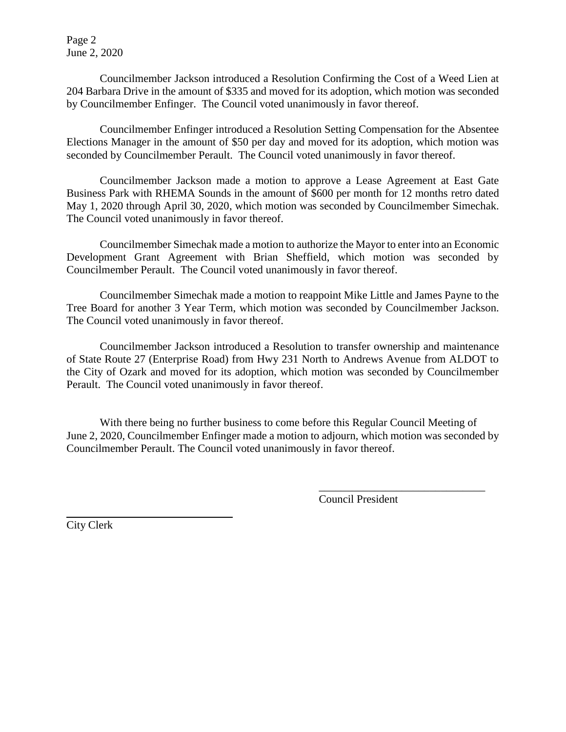Councilmember Jackson introduced a Resolution Confirming the Cost of a Weed Lien at 204 Barbara Drive in the amount of $335 and moved for its adoption, which motion was seconded by Councilmember Enfinger. The Council voted unanimously in favor thereof.

Councilmember Enfinger introduced a Resolution Setting Compensation for the Absentee Elections Manager in the amount of $50 per day and moved for its adoption, which motion was seconded by Councilmember Perault. The Council voted unanimously in favor thereof.

Councilmember Jackson made a motion to approve a Lease Agreement at East Gate Business Park with RHEMA Sounds in the amount of $600 per month for 12 months retro dated May 1, 2020 through April 30, 2020, which motion was seconded by Councilmember Simechak. The Council voted unanimously in favor thereof.

Councilmember Simechak made a motion to authorize the Mayor to enter into an Economic Development Grant Agreement with Brian Sheffield, which motion was seconded by Councilmember Perault. The Council voted unanimously in favor thereof.

Councilmember Simechak made a motion to reappoint Mike Little and James Payne to the Tree Board for another 3 Year Term, which motion was seconded by Councilmember Jackson. The Council voted unanimously in favor thereof.

Councilmember Jackson introduced a Resolution to transfer ownership and maintenance of State Route 27 (Enterprise Road) from Hwy 231 North to Andrews Avenue from ALDOT to the City of Ozark and moved for its adoption, which motion was seconded by Councilmember Perault. The Council voted unanimously in favor thereof.

With there being no further business to come before this Regular Council Meeting of June 2, 2020, Councilmember Enfinger made a motion to adjourn, which motion was seconded by Councilmember Perault. The Council voted unanimously in favor thereof.

\_\_\_\_\_\_\_\_\_\_\_\_\_\_\_\_\_\_\_\_\_\_\_\_\_\_\_\_\_\_
Council President

\_\_\_\_\_\_\_\_\_\_\_\_\_\_\_\_\_\_\_\_\_\_\_\_\_\_\_\_\_\_
City Clerk